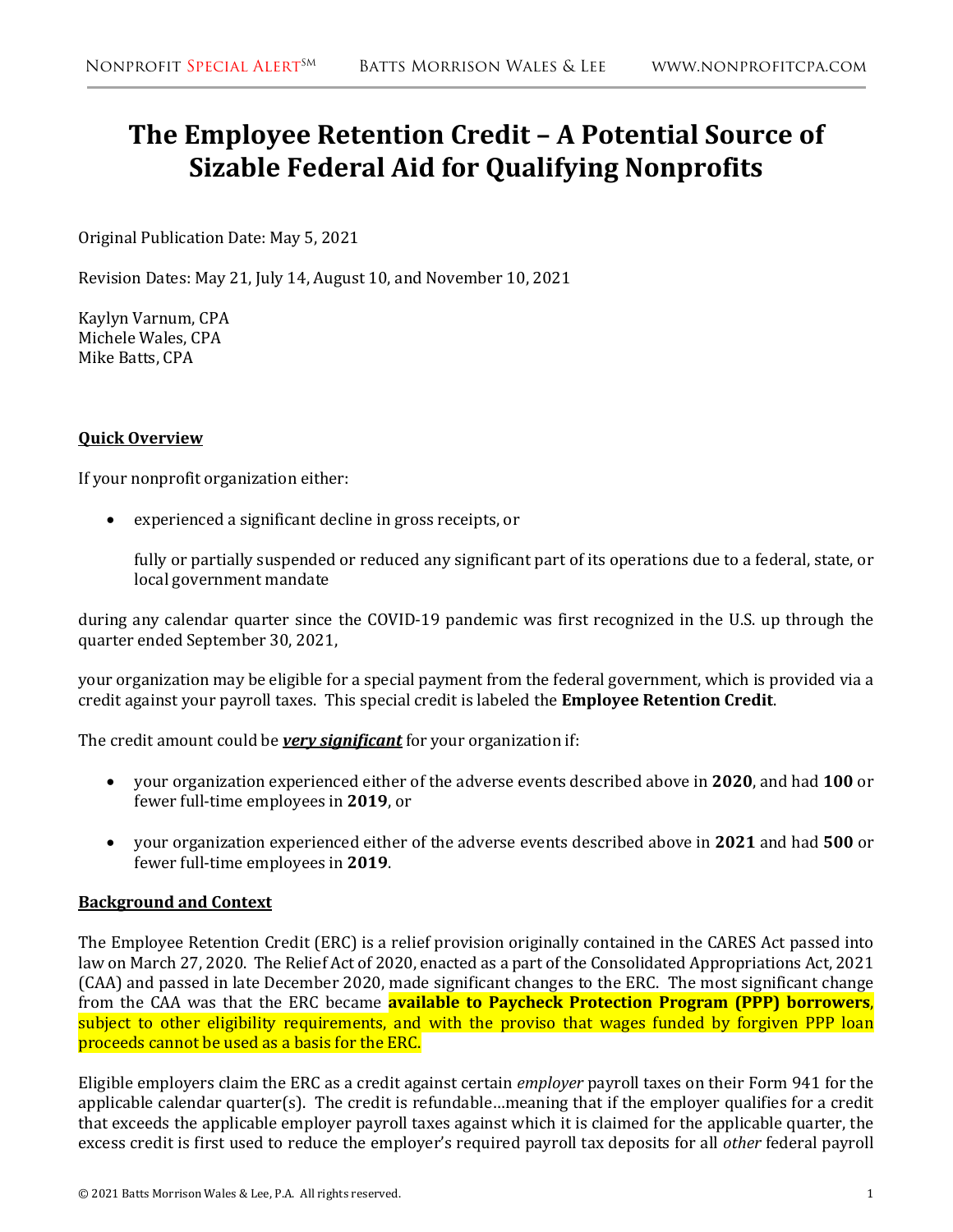# The Employee Retention Credit – A Potential Source of Sizable Federal Aid for Qualifying Nonprofits

Original Publication Date: May 5, 2021

Revision Dates: May 21, July 14, August 10, and November 10, 2021

Kaylyn Varnum, CPA
Michele Wales, CPA
Mike Batts, CPA

**Quick Overview**

If your nonprofit organization either:

- experienced a significant decline in gross receipts, or

  fully or partially suspended or reduced any significant part of its operations due to a federal, state, or local government mandate

during any calendar quarter since the COVID-19 pandemic was first recognized in the U.S. up through the quarter ended September 30, 2021,

your organization may be eligible for a special payment from the federal government, which is provided via a credit against your payroll taxes. This special credit is labeled the **Employee Retention Credit**.

The credit amount could be ***very significant*** for your organization if:

- your organization experienced either of the adverse events described above in **2020**, and had **100** or fewer full-time employees in **2019**, or
- your organization experienced either of the adverse events described above in **2021** and had **500** or fewer full-time employees in **2019**.

**Background and Context**

The Employee Retention Credit (ERC) is a relief provision originally contained in the CARES Act passed into law on March 27, 2020. The Relief Act of 2020, enacted as a part of the Consolidated Appropriations Act, 2021 (CAA) and passed in late December 2020, made significant changes to the ERC. The most significant change from the CAA was that the ERC became **available to Paycheck Protection Program (PPP) borrowers**, subject to other eligibility requirements, and with the proviso that wages funded by forgiven PPP loan proceeds cannot be used as a basis for the ERC.

Eligible employers claim the ERC as a credit against certain *employer* payroll taxes on their Form 941 for the applicable calendar quarter(s). The credit is refundable…meaning that if the employer qualifies for a credit that exceeds the applicable employer payroll taxes against which it is claimed for the applicable quarter, the excess credit is first used to reduce the employer's required payroll tax deposits for all *other* federal payroll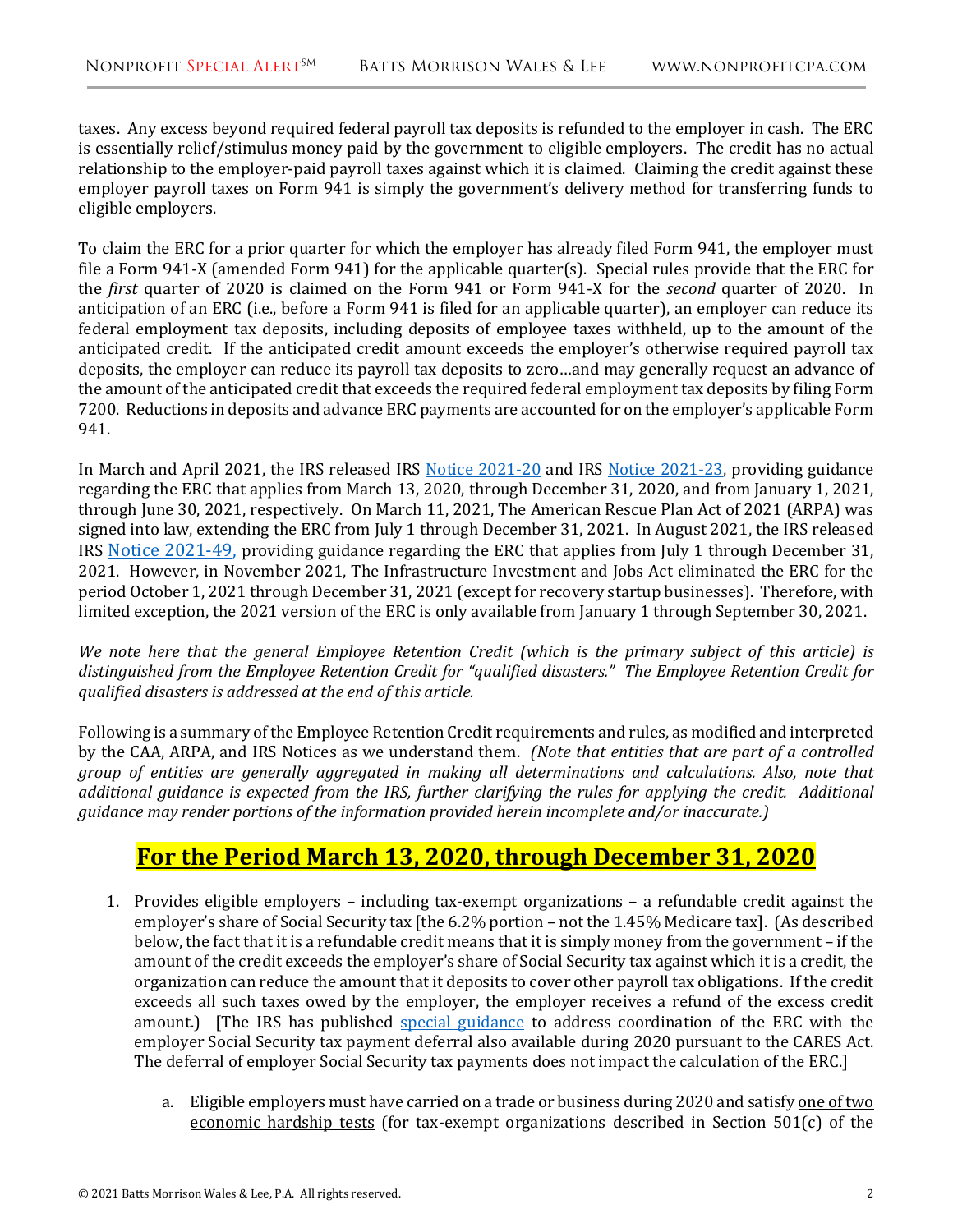taxes. Any excess beyond required federal payroll tax deposits is refunded to the employer in cash. The ERC is essentially relief/stimulus money paid by the government to eligible employers. The credit has no actual relationship to the employer-paid payroll taxes against which it is claimed. Claiming the credit against these employer payroll taxes on Form 941 is simply the government's delivery method for transferring funds to eligible employers.

To claim the ERC for a prior quarter for which the employer has already filed Form 941, the employer must file a Form 941-X (amended Form 941) for the applicable quarter(s). Special rules provide that the ERC for the *first* quarter of 2020 is claimed on the Form 941 or Form 941-X for the *second* quarter of 2020. In anticipation of an ERC (i.e., before a Form 941 is filed for an applicable quarter), an employer can reduce its federal employment tax deposits, including deposits of employee taxes withheld, up to the amount of the anticipated credit. If the anticipated credit amount exceeds the employer's otherwise required payroll tax deposits, the employer can reduce its payroll tax deposits to zero…and may generally request an advance of the amount of the anticipated credit that exceeds the required federal employment tax deposits by filing Form 7200. Reductions in deposits and advance ERC payments are accounted for on the employer's applicable Form 941.

In March and April 2021, the IRS released IRS Notice 2021-20 and IRS Notice 2021-23, providing guidance regarding the ERC that applies from March 13, 2020, through December 31, 2020, and from January 1, 2021, through June 30, 2021, respectively. On March 11, 2021, The American Rescue Plan Act of 2021 (ARPA) was signed into law, extending the ERC from July 1 through December 31, 2021. In August 2021, the IRS released IRS Notice 2021-49, providing guidance regarding the ERC that applies from July 1 through December 31, 2021. However, in November 2021, The Infrastructure Investment and Jobs Act eliminated the ERC for the period October 1, 2021 through December 31, 2021 (except for recovery startup businesses). Therefore, with limited exception, the 2021 version of the ERC is only available from January 1 through September 30, 2021.

*We note here that the general Employee Retention Credit (which is the primary subject of this article) is distinguished from the Employee Retention Credit for "qualified disasters." The Employee Retention Credit for qualified disasters is addressed at the end of this article.*

Following is a summary of the Employee Retention Credit requirements and rules, as modified and interpreted by the CAA, ARPA, and IRS Notices as we understand them. *(Note that entities that are part of a controlled group of entities are generally aggregated in making all determinations and calculations. Also, note that additional guidance is expected from the IRS, further clarifying the rules for applying the credit. Additional guidance may render portions of the information provided herein incomplete and/or inaccurate.)*

## For the Period March 13, 2020, through December 31, 2020

1. Provides eligible employers – including tax-exempt organizations – a refundable credit against the employer's share of Social Security tax [the 6.2% portion – not the 1.45% Medicare tax]. (As described below, the fact that it is a refundable credit means that it is simply money from the government – if the amount of the credit exceeds the employer's share of Social Security tax against which it is a credit, the organization can reduce the amount that it deposits to cover other payroll tax obligations. If the credit exceeds all such taxes owed by the employer, the employer receives a refund of the excess credit amount.) [The IRS has published special guidance to address coordination of the ERC with the employer Social Security tax payment deferral also available during 2020 pursuant to the CARES Act. The deferral of employer Social Security tax payments does not impact the calculation of the ERC.]

   a. Eligible employers must have carried on a trade or business during 2020 and satisfy one of two economic hardship tests (for tax-exempt organizations described in Section 501(c) of the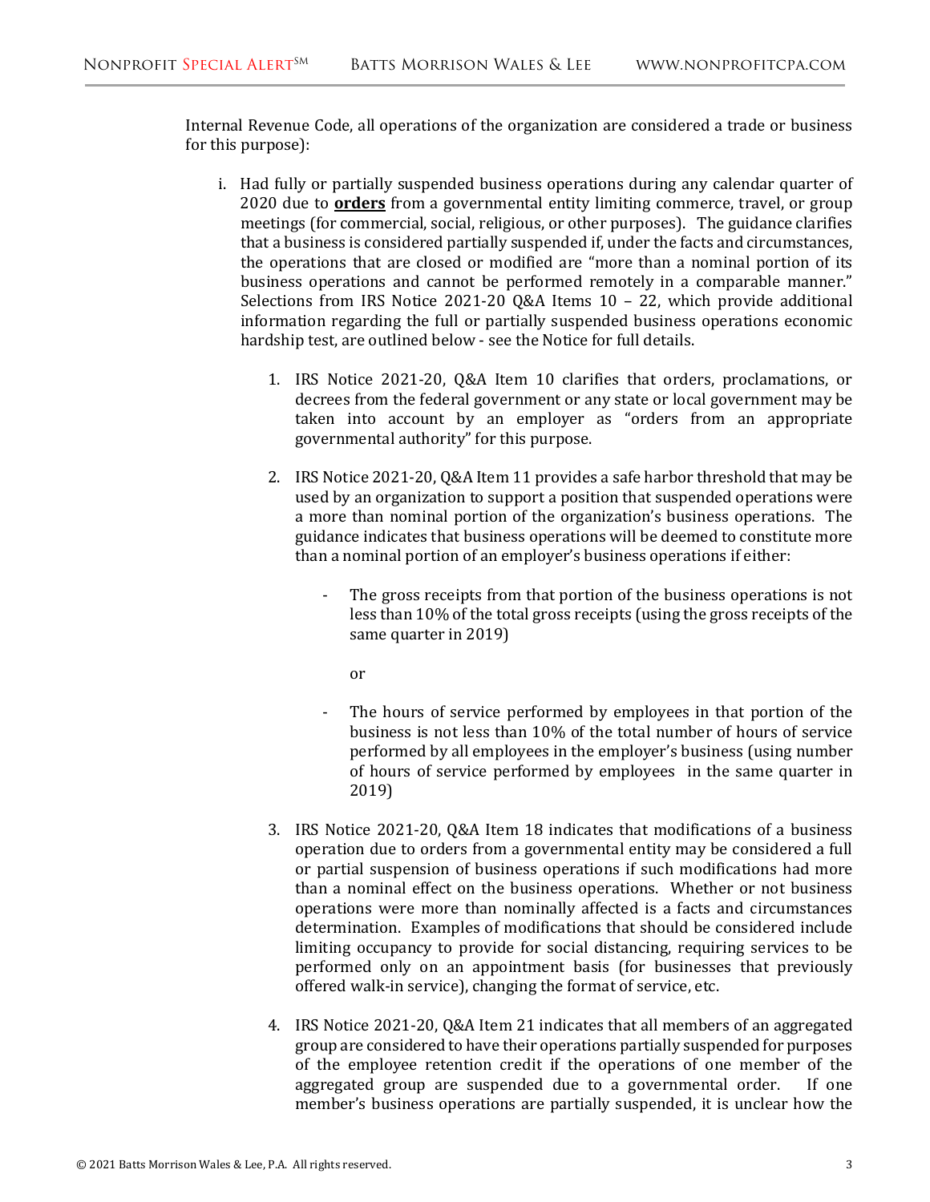Internal Revenue Code, all operations of the organization are considered a trade or business for this purpose):

i. Had fully or partially suspended business operations during any calendar quarter of 2020 due to **orders** from a governmental entity limiting commerce, travel, or group meetings (for commercial, social, religious, or other purposes). The guidance clarifies that a business is considered partially suspended if, under the facts and circumstances, the operations that are closed or modified are "more than a nominal portion of its business operations and cannot be performed remotely in a comparable manner." Selections from IRS Notice 2021-20 Q&A Items 10 – 22, which provide additional information regarding the full or partially suspended business operations economic hardship test, are outlined below - see the Notice for full details.

   1. IRS Notice 2021-20, Q&A Item 10 clarifies that orders, proclamations, or decrees from the federal government or any state or local government may be taken into account by an employer as "orders from an appropriate governmental authority" for this purpose.

   2. IRS Notice 2021-20, Q&A Item 11 provides a safe harbor threshold that may be used by an organization to support a position that suspended operations were a more than nominal portion of the organization's business operations. The guidance indicates that business operations will be deemed to constitute more than a nominal portion of an employer's business operations if either:

      - The gross receipts from that portion of the business operations is not less than 10% of the total gross receipts (using the gross receipts of the same quarter in 2019)

        or

      - The hours of service performed by employees in that portion of the business is not less than 10% of the total number of hours of service performed by all employees in the employer's business (using number of hours of service performed by employees in the same quarter in 2019)

   3. IRS Notice 2021-20, Q&A Item 18 indicates that modifications of a business operation due to orders from a governmental entity may be considered a full or partial suspension of business operations if such modifications had more than a nominal effect on the business operations. Whether or not business operations were more than nominally affected is a facts and circumstances determination. Examples of modifications that should be considered include limiting occupancy to provide for social distancing, requiring services to be performed only on an appointment basis (for businesses that previously offered walk-in service), changing the format of service, etc.

   4. IRS Notice 2021-20, Q&A Item 21 indicates that all members of an aggregated group are considered to have their operations partially suspended for purposes of the employee retention credit if the operations of one member of the aggregated group are suspended due to a governmental order. If one member's business operations are partially suspended, it is unclear how the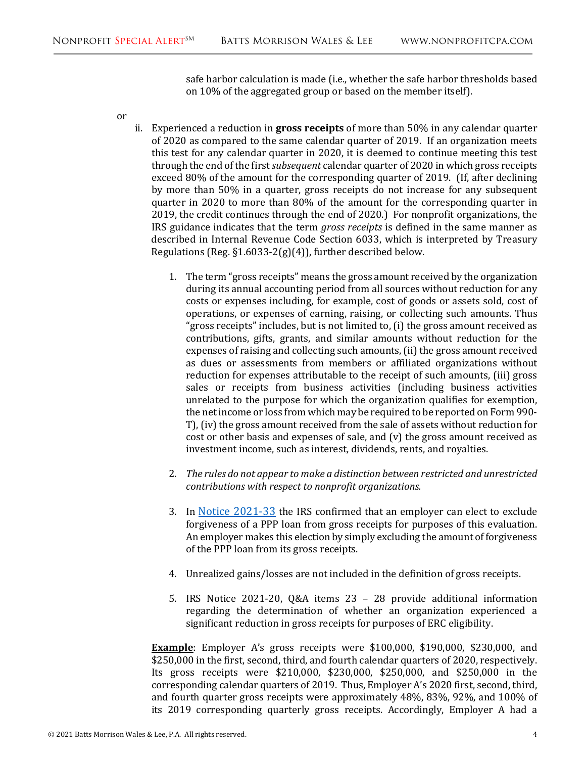safe harbor calculation is made (i.e., whether the safe harbor thresholds based on 10% of the aggregated group or based on the member itself).

or

ii. Experienced a reduction in **gross receipts** of more than 50% in any calendar quarter of 2020 as compared to the same calendar quarter of 2019. If an organization meets this test for any calendar quarter in 2020, it is deemed to continue meeting this test through the end of the first *subsequent* calendar quarter of 2020 in which gross receipts exceed 80% of the amount for the corresponding quarter of 2019. (If, after declining by more than 50% in a quarter, gross receipts do not increase for any subsequent quarter in 2020 to more than 80% of the amount for the corresponding quarter in 2019, the credit continues through the end of 2020.) For nonprofit organizations, the IRS guidance indicates that the term *gross receipts* is defined in the same manner as described in Internal Revenue Code Section 6033, which is interpreted by Treasury Regulations (Reg. §1.6033-2(g)(4)), further described below.

1. The term "gross receipts" means the gross amount received by the organization during its annual accounting period from all sources without reduction for any costs or expenses including, for example, cost of goods or assets sold, cost of operations, or expenses of earning, raising, or collecting such amounts. Thus "gross receipts" includes, but is not limited to, (i) the gross amount received as contributions, gifts, grants, and similar amounts without reduction for the expenses of raising and collecting such amounts, (ii) the gross amount received as dues or assessments from members or affiliated organizations without reduction for expenses attributable to the receipt of such amounts, (iii) gross sales or receipts from business activities (including business activities unrelated to the purpose for which the organization qualifies for exemption, the net income or loss from which may be required to be reported on Form 990-T), (iv) the gross amount received from the sale of assets without reduction for cost or other basis and expenses of sale, and (v) the gross amount received as investment income, such as interest, dividends, rents, and royalties.

2. *The rules do not appear to make a distinction between restricted and unrestricted contributions with respect to nonprofit organizations.*

3. In Notice 2021-33 the IRS confirmed that an employer can elect to exclude forgiveness of a PPP loan from gross receipts for purposes of this evaluation. An employer makes this election by simply excluding the amount of forgiveness of the PPP loan from its gross receipts.

4. Unrealized gains/losses are not included in the definition of gross receipts.

5. IRS Notice 2021-20, Q&A items 23 – 28 provide additional information regarding the determination of whether an organization experienced a significant reduction in gross receipts for purposes of ERC eligibility.

**Example**: Employer A's gross receipts were $100,000, $190,000, $230,000, and $250,000 in the first, second, third, and fourth calendar quarters of 2020, respectively. Its gross receipts were $210,000, $230,000, $250,000, and $250,000 in the corresponding calendar quarters of 2019. Thus, Employer A's 2020 first, second, third, and fourth quarter gross receipts were approximately 48%, 83%, 92%, and 100% of its 2019 corresponding quarterly gross receipts. Accordingly, Employer A had a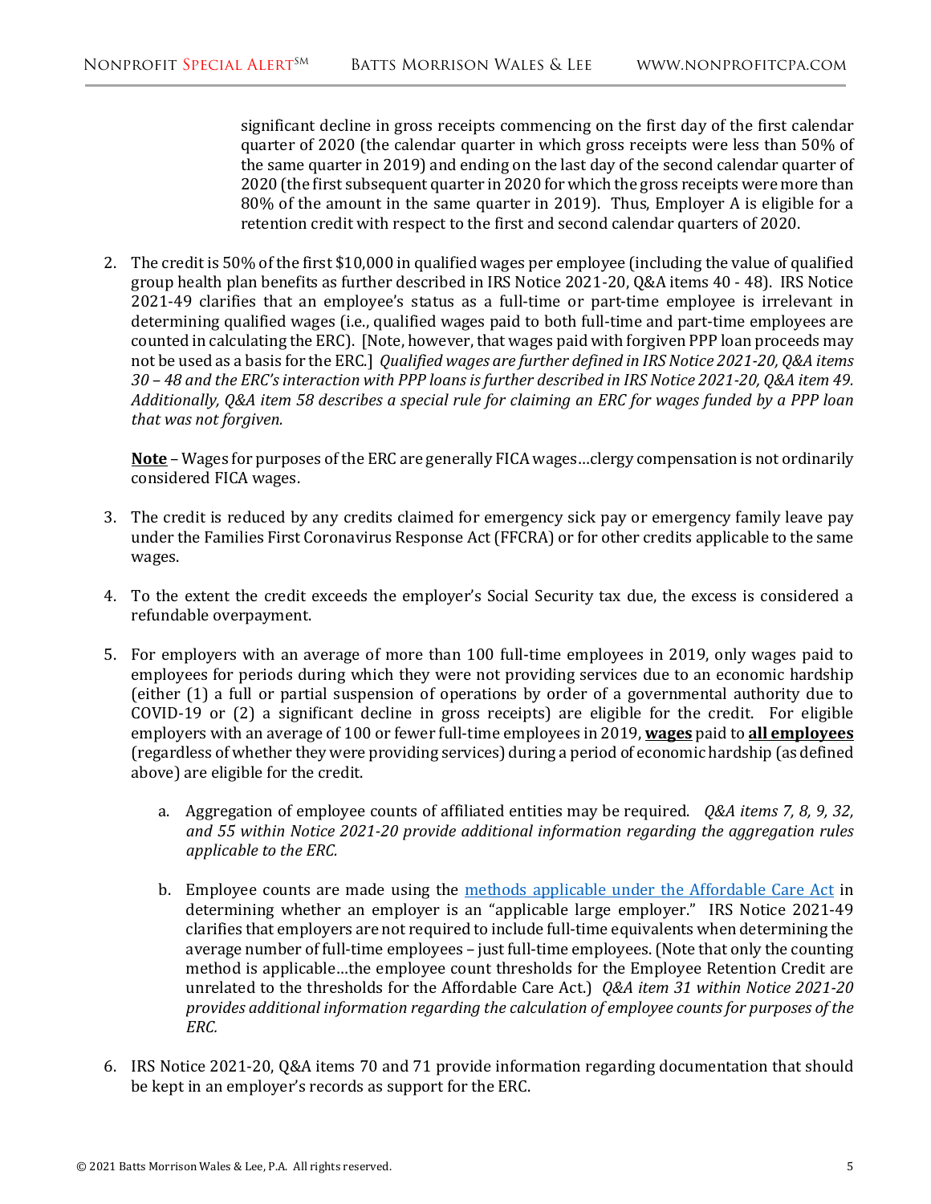significant decline in gross receipts commencing on the first day of the first calendar quarter of 2020 (the calendar quarter in which gross receipts were less than 50% of the same quarter in 2019) and ending on the last day of the second calendar quarter of 2020 (the first subsequent quarter in 2020 for which the gross receipts were more than 80% of the amount in the same quarter in 2019). Thus, Employer A is eligible for a retention credit with respect to the first and second calendar quarters of 2020.

2. The credit is 50% of the first $10,000 in qualified wages per employee (including the value of qualified group health plan benefits as further described in IRS Notice 2021-20, Q&A items 40 - 48). IRS Notice 2021-49 clarifies that an employee's status as a full-time or part-time employee is irrelevant in determining qualified wages (i.e., qualified wages paid to both full-time and part-time employees are counted in calculating the ERC). [Note, however, that wages paid with forgiven PPP loan proceeds may not be used as a basis for the ERC.] *Qualified wages are further defined in IRS Notice 2021-20, Q&A items 30 – 48 and the ERC's interaction with PPP loans is further described in IRS Notice 2021-20, Q&A item 49. Additionally, Q&A item 58 describes a special rule for claiming an ERC for wages funded by a PPP loan that was not forgiven.*

   **<u>Note</u>** – Wages for purposes of the ERC are generally FICA wages…clergy compensation is not ordinarily considered FICA wages.

3. The credit is reduced by any credits claimed for emergency sick pay or emergency family leave pay under the Families First Coronavirus Response Act (FFCRA) or for other credits applicable to the same wages.

4. To the extent the credit exceeds the employer's Social Security tax due, the excess is considered a refundable overpayment.

5. For employers with an average of more than 100 full-time employees in 2019, only wages paid to employees for periods during which they were not providing services due to an economic hardship (either (1) a full or partial suspension of operations by order of a governmental authority due to COVID-19 or (2) a significant decline in gross receipts) are eligible for the credit. For eligible employers with an average of 100 or fewer full-time employees in 2019, **<u>wages</u>** paid to **<u>all employees</u>** (regardless of whether they were providing services) during a period of economic hardship (as defined above) are eligible for the credit.

   a. Aggregation of employee counts of affiliated entities may be required. *Q&A items 7, 8, 9, 32, and 55 within Notice 2021-20 provide additional information regarding the aggregation rules applicable to the ERC.*

   b. Employee counts are made using the methods applicable under the Affordable Care Act in determining whether an employer is an "applicable large employer." IRS Notice 2021-49 clarifies that employers are not required to include full-time equivalents when determining the average number of full-time employees – just full-time employees. (Note that only the counting method is applicable…the employee count thresholds for the Employee Retention Credit are unrelated to the thresholds for the Affordable Care Act.) *Q&A item 31 within Notice 2021-20 provides additional information regarding the calculation of employee counts for purposes of the ERC.*

6. IRS Notice 2021-20, Q&A items 70 and 71 provide information regarding documentation that should be kept in an employer's records as support for the ERC.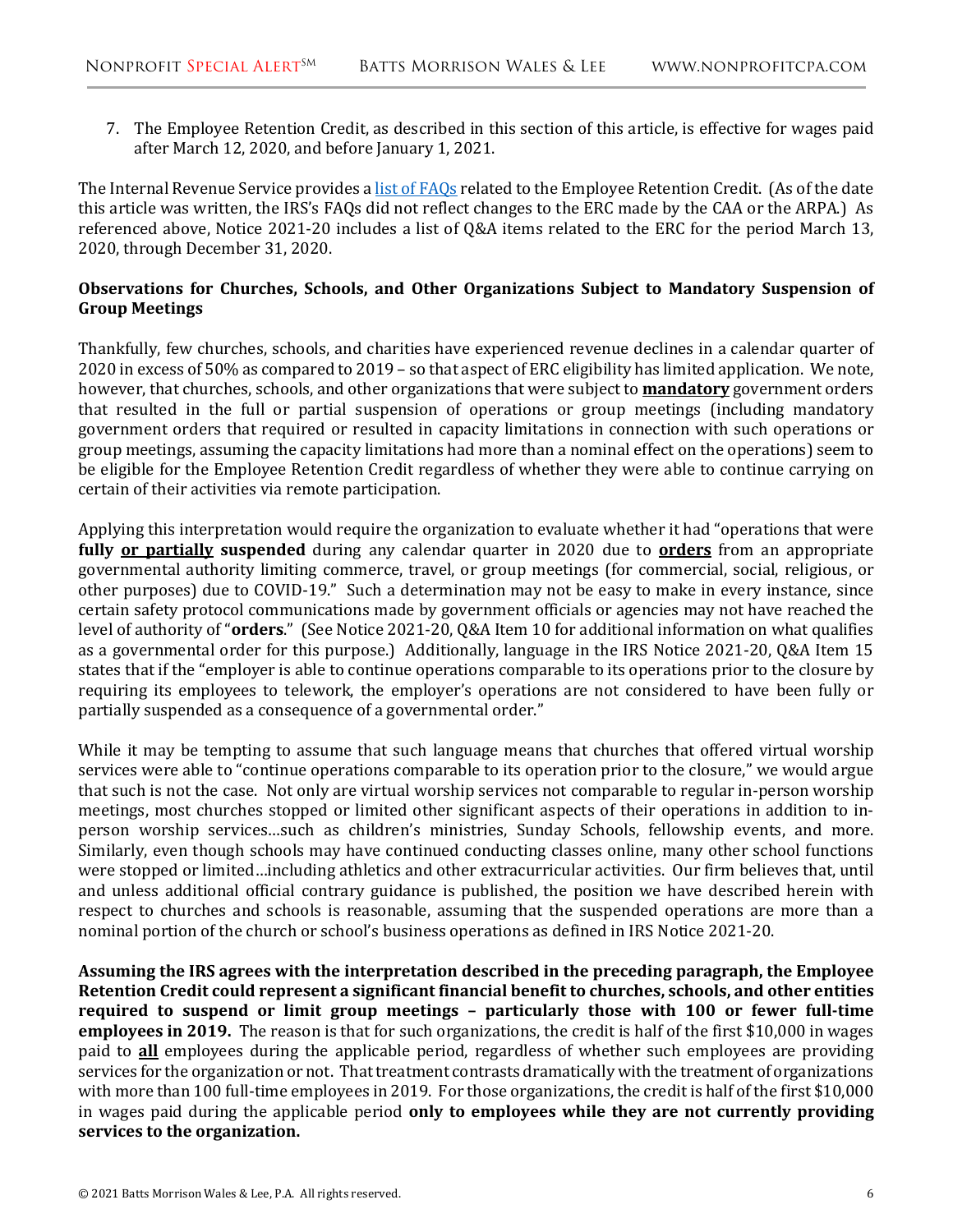7. The Employee Retention Credit, as described in this section of this article, is effective for wages paid after March 12, 2020, and before January 1, 2021.

The Internal Revenue Service provides a list of FAQs related to the Employee Retention Credit. (As of the date this article was written, the IRS's FAQs did not reflect changes to the ERC made by the CAA or the ARPA.) As referenced above, Notice 2021-20 includes a list of Q&A items related to the ERC for the period March 13, 2020, through December 31, 2020.

**Observations for Churches, Schools, and Other Organizations Subject to Mandatory Suspension of Group Meetings**

Thankfully, few churches, schools, and charities have experienced revenue declines in a calendar quarter of 2020 in excess of 50% as compared to 2019 – so that aspect of ERC eligibility has limited application. We note, however, that churches, schools, and other organizations that were subject to **mandatory** government orders that resulted in the full or partial suspension of operations or group meetings (including mandatory government orders that required or resulted in capacity limitations in connection with such operations or group meetings, assuming the capacity limitations had more than a nominal effect on the operations) seem to be eligible for the Employee Retention Credit regardless of whether they were able to continue carrying on certain of their activities via remote participation.

Applying this interpretation would require the organization to evaluate whether it had "operations that were **fully or partially suspended** during any calendar quarter in 2020 due to **orders** from an appropriate governmental authority limiting commerce, travel, or group meetings (for commercial, social, religious, or other purposes) due to COVID-19." Such a determination may not be easy to make in every instance, since certain safety protocol communications made by government officials or agencies may not have reached the level of authority of "**orders**." (See Notice 2021-20, Q&A Item 10 for additional information on what qualifies as a governmental order for this purpose.) Additionally, language in the IRS Notice 2021-20, Q&A Item 15 states that if the "employer is able to continue operations comparable to its operations prior to the closure by requiring its employees to telework, the employer's operations are not considered to have been fully or partially suspended as a consequence of a governmental order."

While it may be tempting to assume that such language means that churches that offered virtual worship services were able to "continue operations comparable to its operation prior to the closure," we would argue that such is not the case. Not only are virtual worship services not comparable to regular in-person worship meetings, most churches stopped or limited other significant aspects of their operations in addition to in-person worship services…such as children's ministries, Sunday Schools, fellowship events, and more. Similarly, even though schools may have continued conducting classes online, many other school functions were stopped or limited…including athletics and other extracurricular activities. Our firm believes that, until and unless additional official contrary guidance is published, the position we have described herein with respect to churches and schools is reasonable, assuming that the suspended operations are more than a nominal portion of the church or school's business operations as defined in IRS Notice 2021-20.

**Assuming the IRS agrees with the interpretation described in the preceding paragraph, the Employee Retention Credit could represent a significant financial benefit to churches, schools, and other entities required to suspend or limit group meetings – particularly those with 100 or fewer full-time employees in 2019.** The reason is that for such organizations, the credit is half of the first $10,000 in wages paid to **all** employees during the applicable period, regardless of whether such employees are providing services for the organization or not. That treatment contrasts dramatically with the treatment of organizations with more than 100 full-time employees in 2019. For those organizations, the credit is half of the first $10,000 in wages paid during the applicable period **only to employees while they are not currently providing services to the organization.**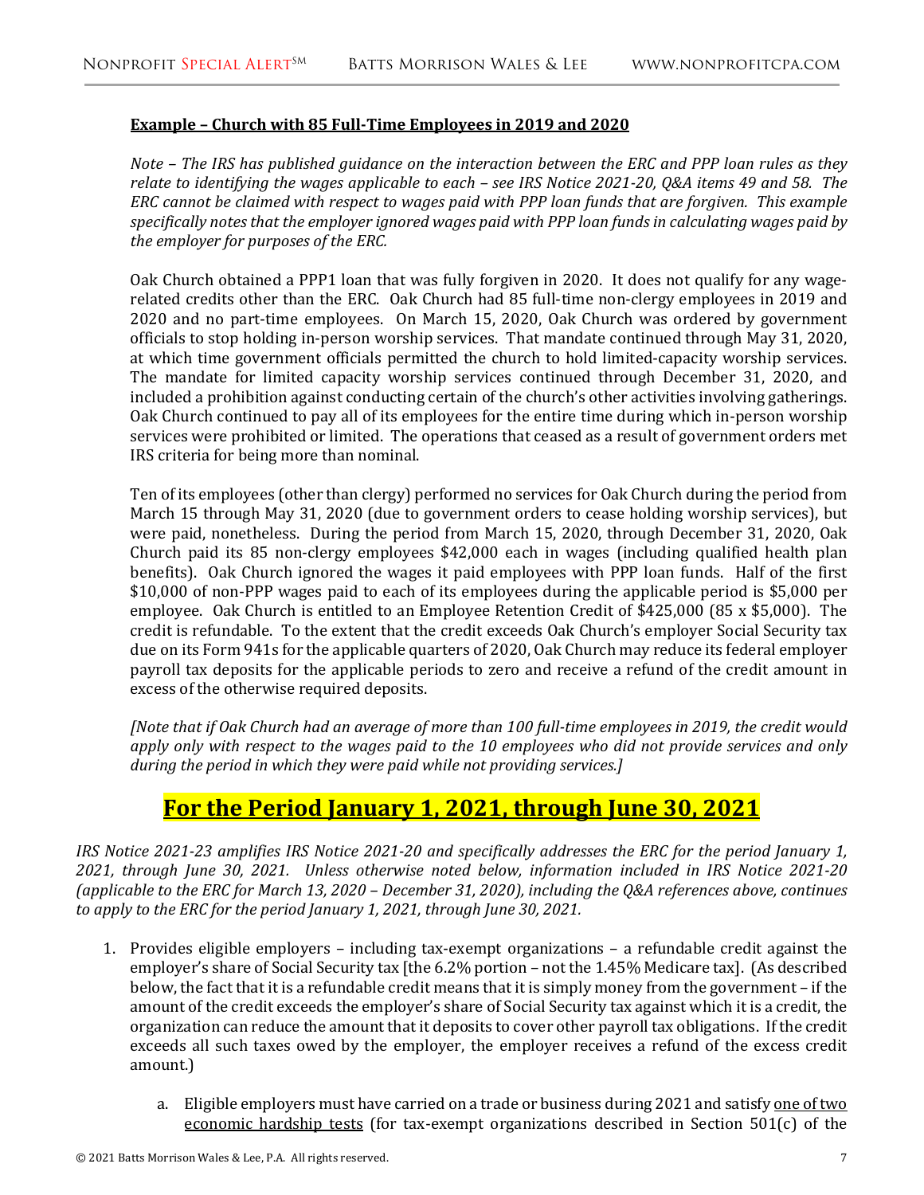**Example – Church with 85 Full-Time Employees in 2019 and 2020**

*Note – The IRS has published guidance on the interaction between the ERC and PPP loan rules as they relate to identifying the wages applicable to each – see IRS Notice 2021-20, Q&A items 49 and 58. The ERC cannot be claimed with respect to wages paid with PPP loan funds that are forgiven. This example specifically notes that the employer ignored wages paid with PPP loan funds in calculating wages paid by the employer for purposes of the ERC.*

Oak Church obtained a PPP1 loan that was fully forgiven in 2020. It does not qualify for any wage-related credits other than the ERC. Oak Church had 85 full-time non-clergy employees in 2019 and 2020 and no part-time employees. On March 15, 2020, Oak Church was ordered by government officials to stop holding in-person worship services. That mandate continued through May 31, 2020, at which time government officials permitted the church to hold limited-capacity worship services. The mandate for limited capacity worship services continued through December 31, 2020, and included a prohibition against conducting certain of the church's other activities involving gatherings. Oak Church continued to pay all of its employees for the entire time during which in-person worship services were prohibited or limited. The operations that ceased as a result of government orders met IRS criteria for being more than nominal.

Ten of its employees (other than clergy) performed no services for Oak Church during the period from March 15 through May 31, 2020 (due to government orders to cease holding worship services), but were paid, nonetheless. During the period from March 15, 2020, through December 31, 2020, Oak Church paid its 85 non-clergy employees $42,000 each in wages (including qualified health plan benefits). Oak Church ignored the wages it paid employees with PPP loan funds. Half of the first $10,000 of non-PPP wages paid to each of its employees during the applicable period is $5,000 per employee. Oak Church is entitled to an Employee Retention Credit of $425,000 (85 x $5,000). The credit is refundable. To the extent that the credit exceeds Oak Church's employer Social Security tax due on its Form 941s for the applicable quarters of 2020, Oak Church may reduce its federal employer payroll tax deposits for the applicable periods to zero and receive a refund of the credit amount in excess of the otherwise required deposits.

*[Note that if Oak Church had an average of more than 100 full-time employees in 2019, the credit would apply only with respect to the wages paid to the 10 employees who did not provide services and only during the period in which they were paid while not providing services.]*

## For the Period January 1, 2021, through June 30, 2021

*IRS Notice 2021-23 amplifies IRS Notice 2021-20 and specifically addresses the ERC for the period January 1, 2021, through June 30, 2021. Unless otherwise noted below, information included in IRS Notice 2021-20 (applicable to the ERC for March 13, 2020 – December 31, 2020), including the Q&A references above, continues to apply to the ERC for the period January 1, 2021, through June 30, 2021.*

1. Provides eligible employers – including tax-exempt organizations – a refundable credit against the employer's share of Social Security tax [the 6.2% portion – not the 1.45% Medicare tax]. (As described below, the fact that it is a refundable credit means that it is simply money from the government – if the amount of the credit exceeds the employer's share of Social Security tax against which it is a credit, the organization can reduce the amount that it deposits to cover other payroll tax obligations. If the credit exceeds all such taxes owed by the employer, the employer receives a refund of the excess credit amount.)

   a. Eligible employers must have carried on a trade or business during 2021 and satisfy one of two economic hardship tests (for tax-exempt organizations described in Section 501(c) of the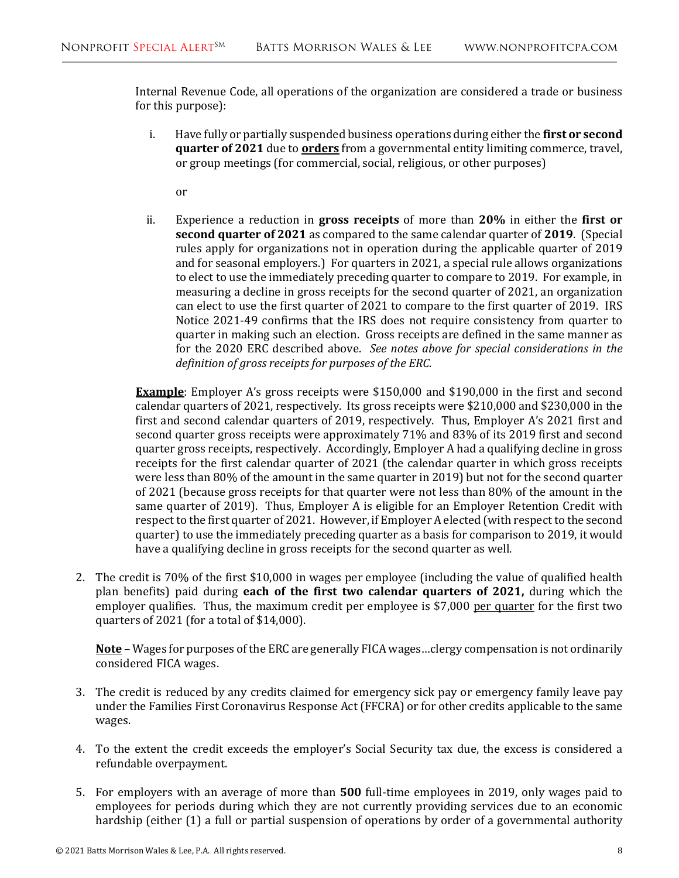Internal Revenue Code, all operations of the organization are considered a trade or business for this purpose):

i. Have fully or partially suspended business operations during either the **first or second quarter of 2021** due to **orders** from a governmental entity limiting commerce, travel, or group meetings (for commercial, social, religious, or other purposes)

   or

ii. Experience a reduction in **gross receipts** of more than **20%** in either the **first or second quarter of 2021** as compared to the same calendar quarter of **2019**. (Special rules apply for organizations not in operation during the applicable quarter of 2019 and for seasonal employers.) For quarters in 2021, a special rule allows organizations to elect to use the immediately preceding quarter to compare to 2019. For example, in measuring a decline in gross receipts for the second quarter of 2021, an organization can elect to use the first quarter of 2021 to compare to the first quarter of 2019. IRS Notice 2021-49 confirms that the IRS does not require consistency from quarter to quarter in making such an election. Gross receipts are defined in the same manner as for the 2020 ERC described above. *See notes above for special considerations in the definition of gross receipts for purposes of the ERC.*

**Example**: Employer A's gross receipts were $150,000 and $190,000 in the first and second calendar quarters of 2021, respectively. Its gross receipts were $210,000 and $230,000 in the first and second calendar quarters of 2019, respectively. Thus, Employer A's 2021 first and second quarter gross receipts were approximately 71% and 83% of its 2019 first and second quarter gross receipts, respectively. Accordingly, Employer A had a qualifying decline in gross receipts for the first calendar quarter of 2021 (the calendar quarter in which gross receipts were less than 80% of the amount in the same quarter in 2019) but not for the second quarter of 2021 (because gross receipts for that quarter were not less than 80% of the amount in the same quarter of 2019). Thus, Employer A is eligible for an Employer Retention Credit with respect to the first quarter of 2021. However, if Employer A elected (with respect to the second quarter) to use the immediately preceding quarter as a basis for comparison to 2019, it would have a qualifying decline in gross receipts for the second quarter as well.

2. The credit is 70% of the first $10,000 in wages per employee (including the value of qualified health plan benefits) paid during **each of the first two calendar quarters of 2021,** during which the employer qualifies. Thus, the maximum credit per employee is $7,000 per quarter for the first two quarters of 2021 (for a total of $14,000).

   **Note** – Wages for purposes of the ERC are generally FICA wages…clergy compensation is not ordinarily considered FICA wages.

3. The credit is reduced by any credits claimed for emergency sick pay or emergency family leave pay under the Families First Coronavirus Response Act (FFCRA) or for other credits applicable to the same wages.

4. To the extent the credit exceeds the employer's Social Security tax due, the excess is considered a refundable overpayment.

5. For employers with an average of more than **500** full-time employees in 2019, only wages paid to employees for periods during which they are not currently providing services due to an economic hardship (either (1) a full or partial suspension of operations by order of a governmental authority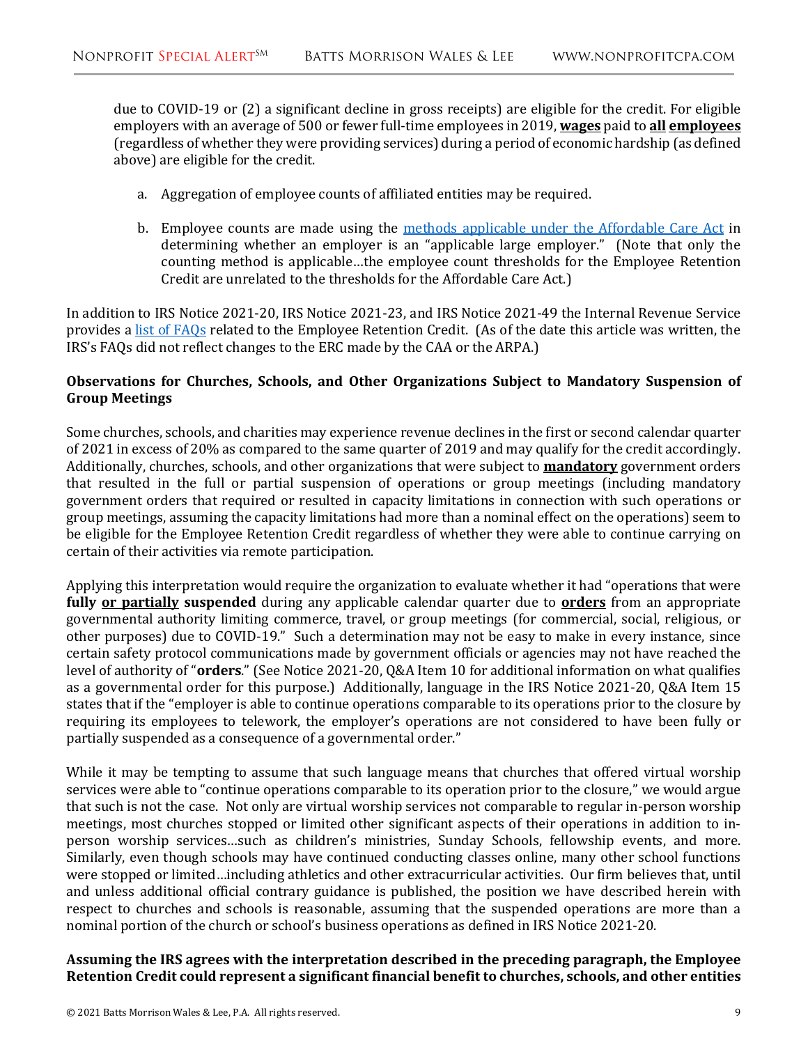due to COVID-19 or (2) a significant decline in gross receipts) are eligible for the credit. For eligible employers with an average of 500 or fewer full-time employees in 2019, **wages** paid to **all employees** (regardless of whether they were providing services) during a period of economic hardship (as defined above) are eligible for the credit.

a. Aggregation of employee counts of affiliated entities may be required.

b. Employee counts are made using the methods applicable under the Affordable Care Act in determining whether an employer is an "applicable large employer." (Note that only the counting method is applicable…the employee count thresholds for the Employee Retention Credit are unrelated to the thresholds for the Affordable Care Act.)

In addition to IRS Notice 2021-20, IRS Notice 2021-23, and IRS Notice 2021-49 the Internal Revenue Service provides a list of FAQs related to the Employee Retention Credit. (As of the date this article was written, the IRS's FAQs did not reflect changes to the ERC made by the CAA or the ARPA.)

**Observations for Churches, Schools, and Other Organizations Subject to Mandatory Suspension of Group Meetings**

Some churches, schools, and charities may experience revenue declines in the first or second calendar quarter of 2021 in excess of 20% as compared to the same quarter of 2019 and may qualify for the credit accordingly. Additionally, churches, schools, and other organizations that were subject to **mandatory** government orders that resulted in the full or partial suspension of operations or group meetings (including mandatory government orders that required or resulted in capacity limitations in connection with such operations or group meetings, assuming the capacity limitations had more than a nominal effect on the operations) seem to be eligible for the Employee Retention Credit regardless of whether they were able to continue carrying on certain of their activities via remote participation.

Applying this interpretation would require the organization to evaluate whether it had "operations that were **fully or partially suspended** during any applicable calendar quarter due to **orders** from an appropriate governmental authority limiting commerce, travel, or group meetings (for commercial, social, religious, or other purposes) due to COVID-19." Such a determination may not be easy to make in every instance, since certain safety protocol communications made by government officials or agencies may not have reached the level of authority of "**orders**." (See Notice 2021-20, Q&A Item 10 for additional information on what qualifies as a governmental order for this purpose.) Additionally, language in the IRS Notice 2021-20, Q&A Item 15 states that if the "employer is able to continue operations comparable to its operations prior to the closure by requiring its employees to telework, the employer's operations are not considered to have been fully or partially suspended as a consequence of a governmental order."

While it may be tempting to assume that such language means that churches that offered virtual worship services were able to "continue operations comparable to its operation prior to the closure," we would argue that such is not the case. Not only are virtual worship services not comparable to regular in-person worship meetings, most churches stopped or limited other significant aspects of their operations in addition to in-person worship services…such as children's ministries, Sunday Schools, fellowship events, and more. Similarly, even though schools may have continued conducting classes online, many other school functions were stopped or limited…including athletics and other extracurricular activities. Our firm believes that, until and unless additional official contrary guidance is published, the position we have described herein with respect to churches and schools is reasonable, assuming that the suspended operations are more than a nominal portion of the church or school's business operations as defined in IRS Notice 2021-20.

**Assuming the IRS agrees with the interpretation described in the preceding paragraph, the Employee Retention Credit could represent a significant financial benefit to churches, schools, and other entities**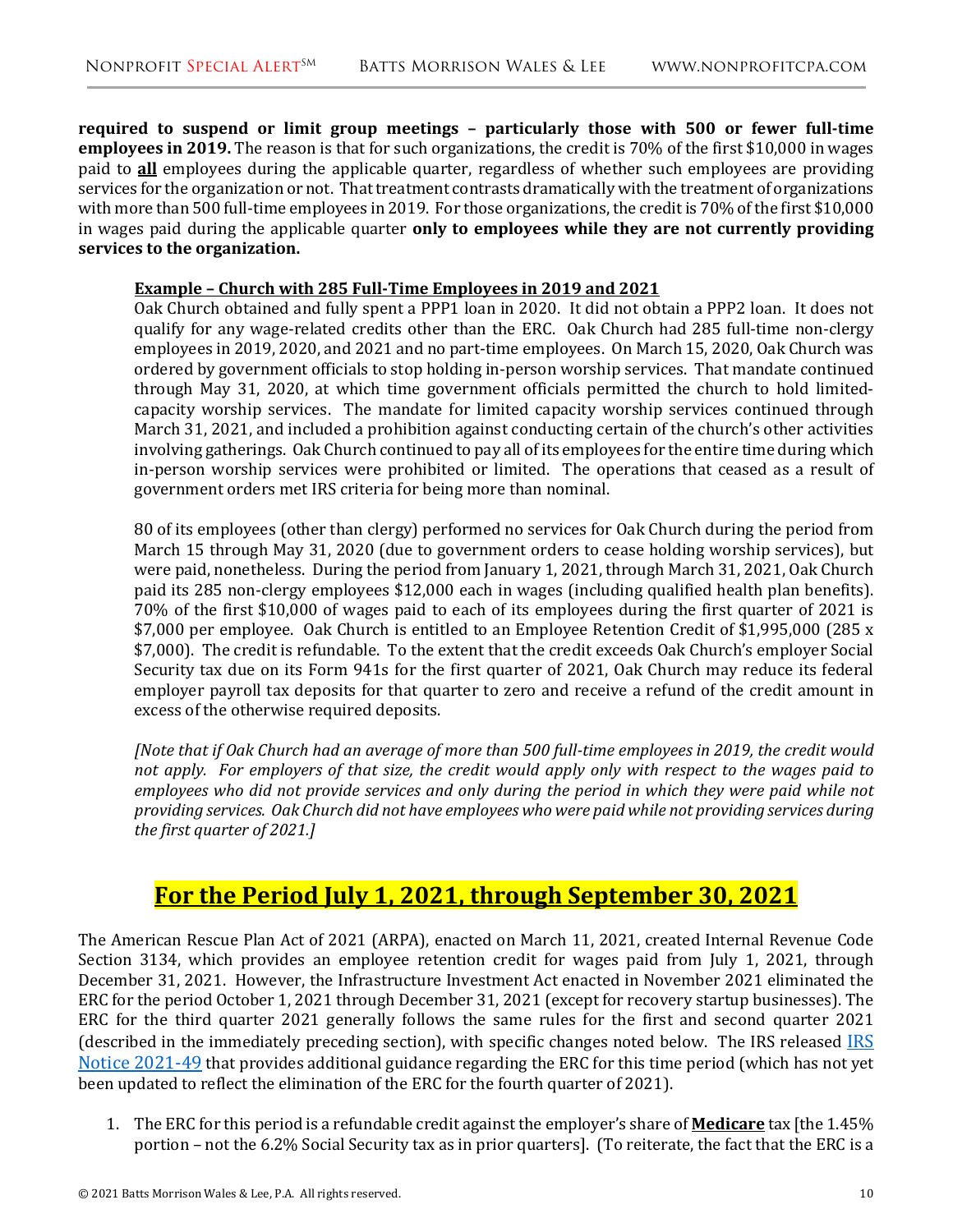**required to suspend or limit group meetings – particularly those with 500 or fewer full-time employees in 2019.** The reason is that for such organizations, the credit is 70% of the first $10,000 in wages paid to **all** employees during the applicable quarter, regardless of whether such employees are providing services for the organization or not. That treatment contrasts dramatically with the treatment of organizations with more than 500 full-time employees in 2019. For those organizations, the credit is 70% of the first $10,000 in wages paid during the applicable quarter **only to employees while they are not currently providing services to the organization.**

> **Example – Church with 285 Full-Time Employees in 2019 and 2021**
>
> Oak Church obtained and fully spent a PPP1 loan in 2020. It did not obtain a PPP2 loan. It does not qualify for any wage-related credits other than the ERC. Oak Church had 285 full-time non-clergy employees in 2019, 2020, and 2021 and no part-time employees. On March 15, 2020, Oak Church was ordered by government officials to stop holding in-person worship services. That mandate continued through May 31, 2020, at which time government officials permitted the church to hold limited-capacity worship services. The mandate for limited capacity worship services continued through March 31, 2021, and included a prohibition against conducting certain of the church's other activities involving gatherings. Oak Church continued to pay all of its employees for the entire time during which in-person worship services were prohibited or limited. The operations that ceased as a result of government orders met IRS criteria for being more than nominal.
>
> 80 of its employees (other than clergy) performed no services for Oak Church during the period from March 15 through May 31, 2020 (due to government orders to cease holding worship services), but were paid, nonetheless. During the period from January 1, 2021, through March 31, 2021, Oak Church paid its 285 non-clergy employees $12,000 each in wages (including qualified health plan benefits). 70% of the first $10,000 of wages paid to each of its employees during the first quarter of 2021 is $7,000 per employee. Oak Church is entitled to an Employee Retention Credit of $1,995,000 (285 x $7,000). The credit is refundable. To the extent that the credit exceeds Oak Church's employer Social Security tax due on its Form 941s for the first quarter of 2021, Oak Church may reduce its federal employer payroll tax deposits for that quarter to zero and receive a refund of the credit amount in excess of the otherwise required deposits.
>
> *[Note that if Oak Church had an average of more than 500 full-time employees in 2019, the credit would not apply. For employers of that size, the credit would apply only with respect to the wages paid to employees who did not provide services and only during the period in which they were paid while not providing services. Oak Church did not have employees who were paid while not providing services during the first quarter of 2021.]*

## For the Period July 1, 2021, through September 30, 2021

The American Rescue Plan Act of 2021 (ARPA), enacted on March 11, 2021, created Internal Revenue Code Section 3134, which provides an employee retention credit for wages paid from July 1, 2021, through December 31, 2021. However, the Infrastructure Investment Act enacted in November 2021 eliminated the ERC for the period October 1, 2021 through December 31, 2021 (except for recovery startup businesses). The ERC for the third quarter 2021 generally follows the same rules for the first and second quarter 2021 (described in the immediately preceding section), with specific changes noted below. The IRS released IRS Notice 2021-49 that provides additional guidance regarding the ERC for this time period (which has not yet been updated to reflect the elimination of the ERC for the fourth quarter of 2021).

1. The ERC for this period is a refundable credit against the employer's share of **Medicare** tax [the 1.45% portion – not the 6.2% Social Security tax as in prior quarters]. (To reiterate, the fact that the ERC is a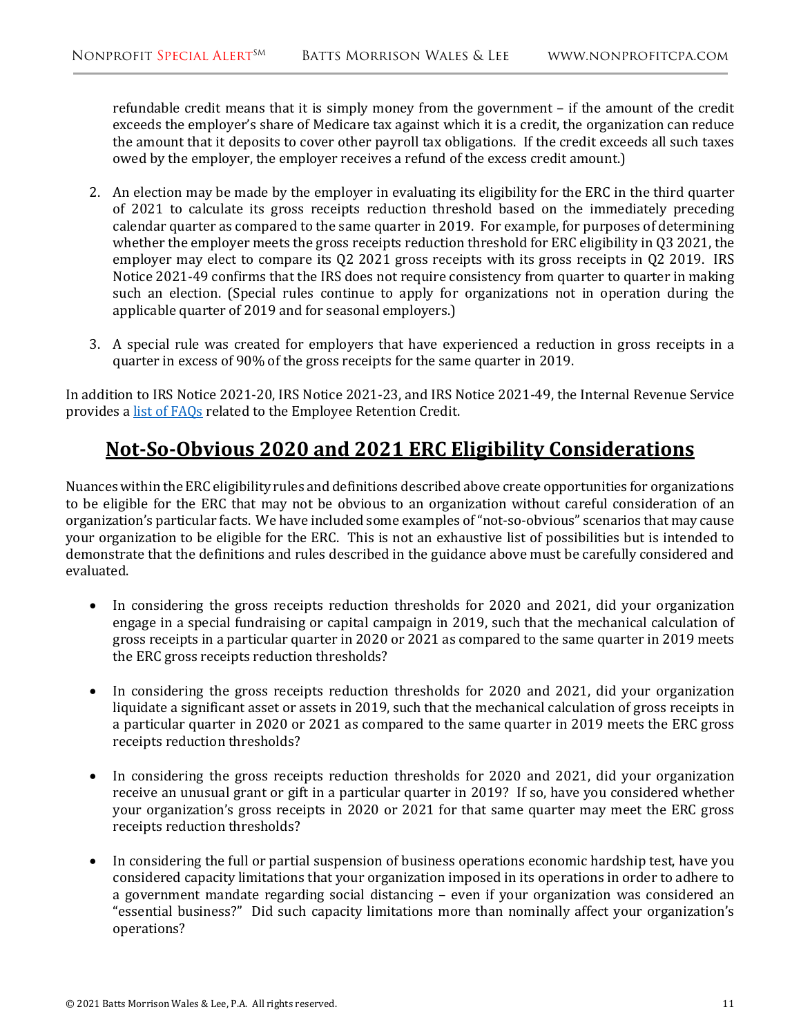refundable credit means that it is simply money from the government – if the amount of the credit exceeds the employer's share of Medicare tax against which it is a credit, the organization can reduce the amount that it deposits to cover other payroll tax obligations. If the credit exceeds all such taxes owed by the employer, the employer receives a refund of the excess credit amount.)

2. An election may be made by the employer in evaluating its eligibility for the ERC in the third quarter of 2021 to calculate its gross receipts reduction threshold based on the immediately preceding calendar quarter as compared to the same quarter in 2019. For example, for purposes of determining whether the employer meets the gross receipts reduction threshold for ERC eligibility in Q3 2021, the employer may elect to compare its Q2 2021 gross receipts with its gross receipts in Q2 2019. IRS Notice 2021-49 confirms that the IRS does not require consistency from quarter to quarter in making such an election. (Special rules continue to apply for organizations not in operation during the applicable quarter of 2019 and for seasonal employers.)

3. A special rule was created for employers that have experienced a reduction in gross receipts in a quarter in excess of 90% of the gross receipts for the same quarter in 2019.

In addition to IRS Notice 2021-20, IRS Notice 2021-23, and IRS Notice 2021-49, the Internal Revenue Service provides a list of FAQs related to the Employee Retention Credit.

## Not-So-Obvious 2020 and 2021 ERC Eligibility Considerations

Nuances within the ERC eligibility rules and definitions described above create opportunities for organizations to be eligible for the ERC that may not be obvious to an organization without careful consideration of an organization's particular facts. We have included some examples of "not-so-obvious" scenarios that may cause your organization to be eligible for the ERC. This is not an exhaustive list of possibilities but is intended to demonstrate that the definitions and rules described in the guidance above must be carefully considered and evaluated.

- In considering the gross receipts reduction thresholds for 2020 and 2021, did your organization engage in a special fundraising or capital campaign in 2019, such that the mechanical calculation of gross receipts in a particular quarter in 2020 or 2021 as compared to the same quarter in 2019 meets the ERC gross receipts reduction thresholds?

- In considering the gross receipts reduction thresholds for 2020 and 2021, did your organization liquidate a significant asset or assets in 2019, such that the mechanical calculation of gross receipts in a particular quarter in 2020 or 2021 as compared to the same quarter in 2019 meets the ERC gross receipts reduction thresholds?

- In considering the gross receipts reduction thresholds for 2020 and 2021, did your organization receive an unusual grant or gift in a particular quarter in 2019? If so, have you considered whether your organization's gross receipts in 2020 or 2021 for that same quarter may meet the ERC gross receipts reduction thresholds?

- In considering the full or partial suspension of business operations economic hardship test, have you considered capacity limitations that your organization imposed in its operations in order to adhere to a government mandate regarding social distancing – even if your organization was considered an "essential business?" Did such capacity limitations more than nominally affect your organization's operations?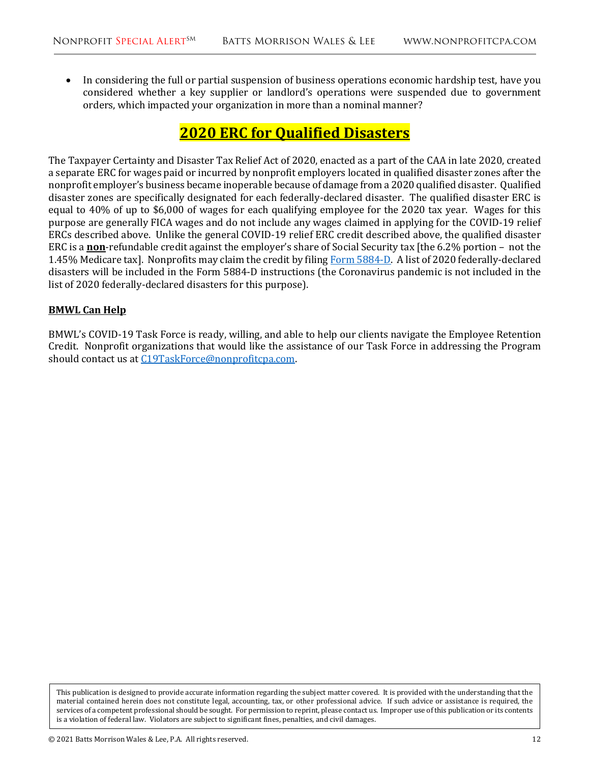- In considering the full or partial suspension of business operations economic hardship test, have you considered whether a key supplier or landlord's operations were suspended due to government orders, which impacted your organization in more than a nominal manner?

## **2020 ERC for Qualified Disasters**

The Taxpayer Certainty and Disaster Tax Relief Act of 2020, enacted as a part of the CAA in late 2020, created a separate ERC for wages paid or incurred by nonprofit employers located in qualified disaster zones after the nonprofit employer's business became inoperable because of damage from a 2020 qualified disaster. Qualified disaster zones are specifically designated for each federally-declared disaster. The qualified disaster ERC is equal to 40% of up to $6,000 of wages for each qualifying employee for the 2020 tax year. Wages for this purpose are generally FICA wages and do not include any wages claimed in applying for the COVID-19 relief ERCs described above. Unlike the general COVID-19 relief ERC credit described above, the qualified disaster ERC is a **non**-refundable credit against the employer's share of Social Security tax [the 6.2% portion – not the 1.45% Medicare tax]. Nonprofits may claim the credit by filing Form 5884-D. A list of 2020 federally-declared disasters will be included in the Form 5884-D instructions (the Coronavirus pandemic is not included in the list of 2020 federally-declared disasters for this purpose).

**BMWL Can Help**

BMWL's COVID-19 Task Force is ready, willing, and able to help our clients navigate the Employee Retention Credit. Nonprofit organizations that would like the assistance of our Task Force in addressing the Program should contact us at C19TaskForce@nonprofitcpa.com.

This publication is designed to provide accurate information regarding the subject matter covered. It is provided with the understanding that the material contained herein does not constitute legal, accounting, tax, or other professional advice. If such advice or assistance is required, the services of a competent professional should be sought. For permission to reprint, please contact us. Improper use of this publication or its contents is a violation of federal law. Violators are subject to significant fines, penalties, and civil damages.

© 2021 Batts Morrison Wales & Lee, P.A. All rights reserved.